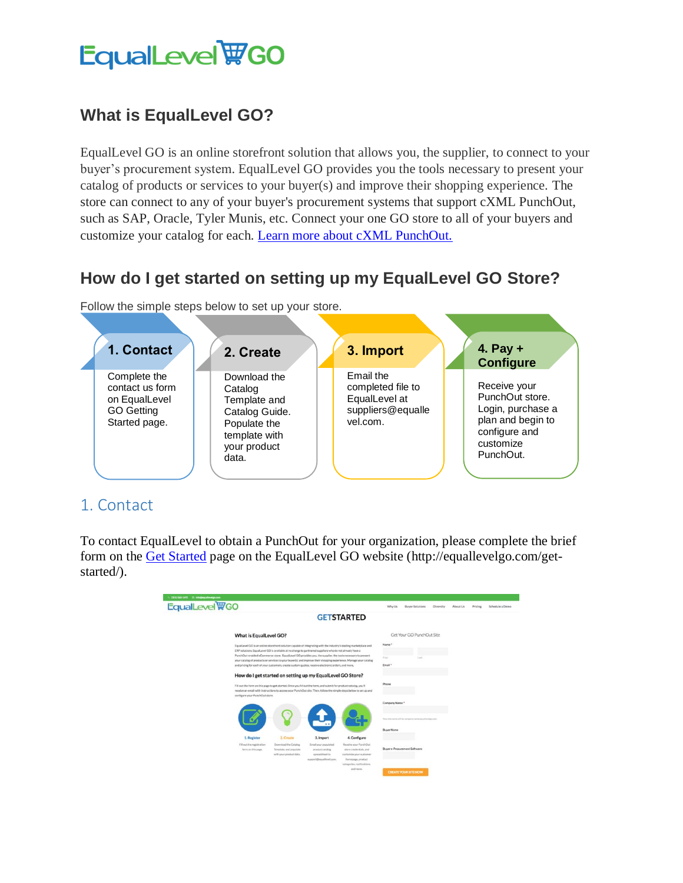# EqualLevel GO

## What is EqualLevel GO?

EqualLevel GO is an online storefront solution that allows you, the supplier, to connect to your buyer's procurement system. EqualLevel GO provides you the tools necessary to present your catalog of products or services to your buyer(s) and improve their shopping experience. The store can connect to any of your buyer's procurement systems that support cXML PunchOut, such as SAP, Oracle, Tyler Munis, etc. Connect your one GO store to all of your buyers and customize your catalog for each. Learn more about cXML PunchOut.

## How do I get started on setting up my EqualLevel GO Store?

Follow the simple steps below to set up your store.

**1. Contact**
Complete the contact us form on EqualLevel GO Getting Started page.

**2. Create**
Download the Catalog Template and Catalog Guide. Populate the template with your product data.

**3. Import**
Email the completed file to EqualLevel at suppliers@equallevel.com.

**4. Pay + Configure**
Receive your PunchOut store. Login, purchase a plan and begin to configure and customize PunchOut.

### 1. Contact

To contact EqualLevel to obtain a PunchOut for your organization, please complete the brief form on the Get Started page on the EqualLevel GO website (http://equallevelgo.com/get-started/).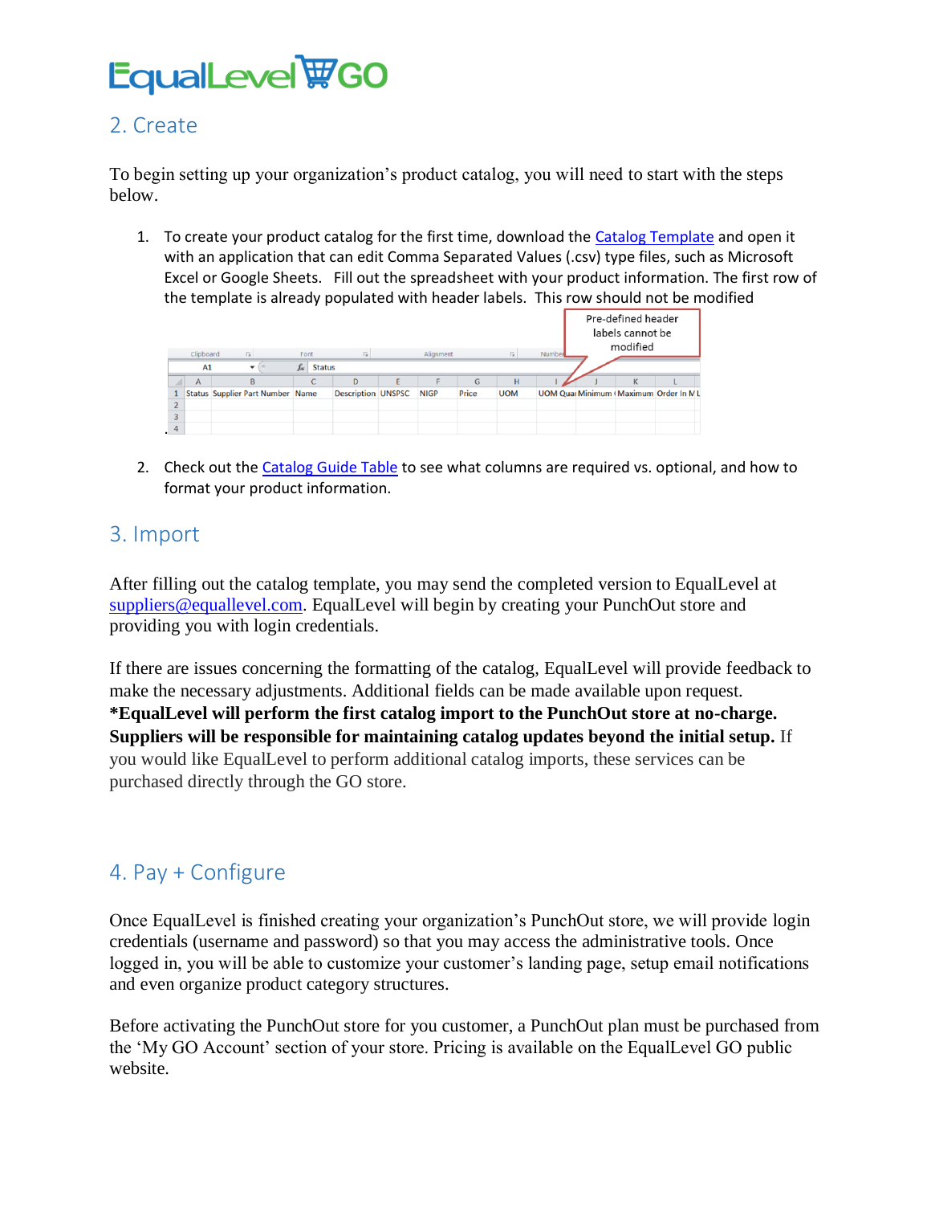## 2. Create

To begin setting up your organization's product catalog, you will need to start with the steps below.

1. To create your product catalog for the first time, download the [Catalog Template] and open it with an application that can edit Comma Separated Values (.csv) type files, such as Microsoft Excel or Google Sheets. Fill out the spreadsheet with your product information. The first row of the template is already populated with header labels. This row should not be modified

   Pre-defined header labels cannot be modified

2. Check out the [Catalog Guide Table] to see what columns are required vs. optional, and how to format your product information.

## 3. Import

After filling out the catalog template, you may send the completed version to EqualLevel at suppliers@equallevel.com. EqualLevel will begin by creating your PunchOut store and providing you with login credentials.

If there are issues concerning the formatting of the catalog, EqualLevel will provide feedback to make the necessary adjustments. Additional fields can be made available upon request. **\*EqualLevel will perform the first catalog import to the PunchOut store at no-charge. Suppliers will be responsible for maintaining catalog updates beyond the initial setup.** If you would like EqualLevel to perform additional catalog imports, these services can be purchased directly through the GO store.

## 4. Pay + Configure

Once EqualLevel is finished creating your organization's PunchOut store, we will provide login credentials (username and password) so that you may access the administrative tools. Once logged in, you will be able to customize your customer's landing page, setup email notifications and even organize product category structures.

Before activating the PunchOut store for you customer, a PunchOut plan must be purchased from the 'My GO Account' section of your store. Pricing is available on the EqualLevel GO public website.